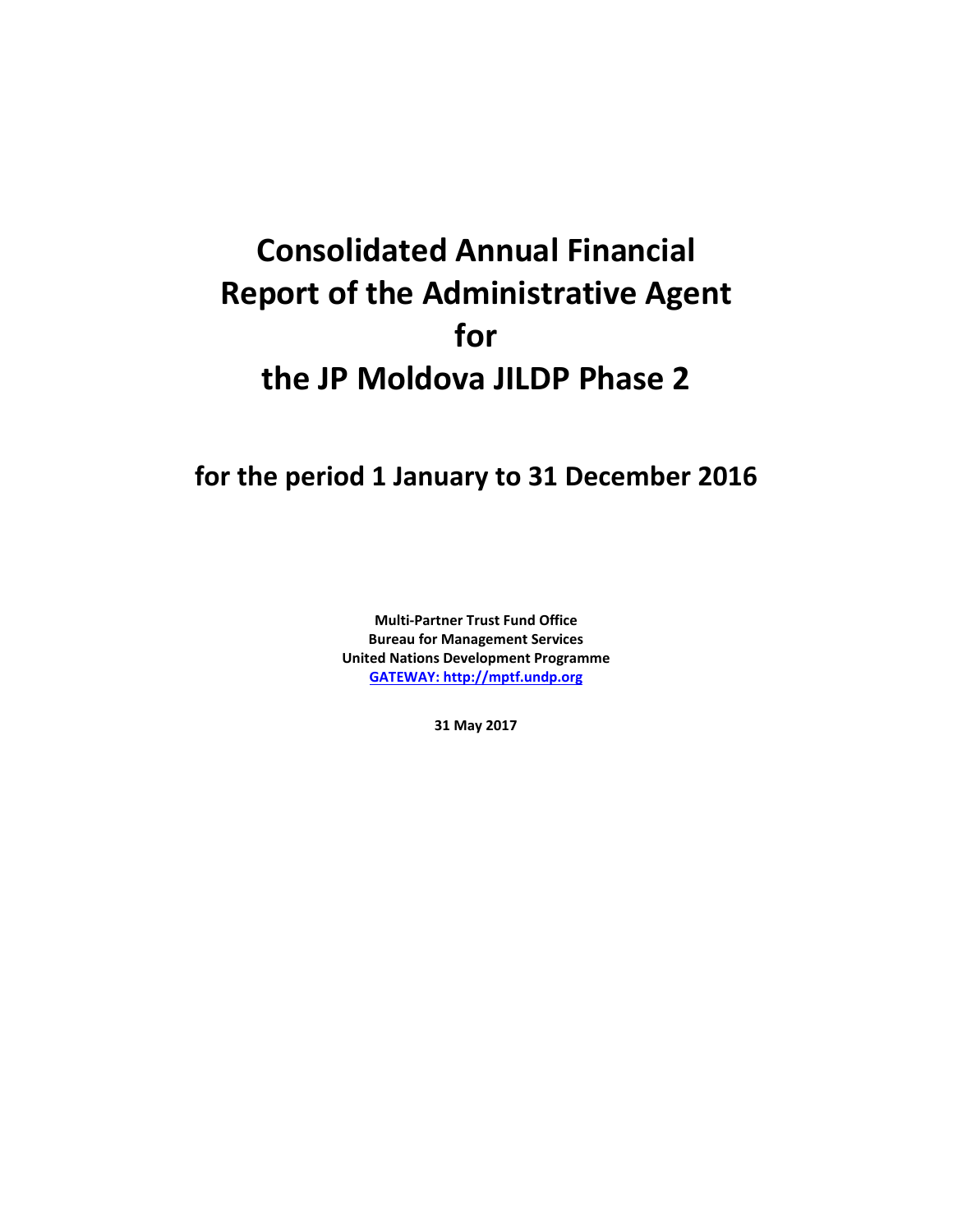# Consolidated Annual Financial Report of the Administrative Agent for the JP Moldova JILDP Phase 2

## for the period 1 January to 31 December 2016

**Multi-Partner Trust Fund Office**
**Bureau for Management Services**
**United Nations Development Programme**
**GATEWAY: http://mptf.undp.org**

**31 May 2017**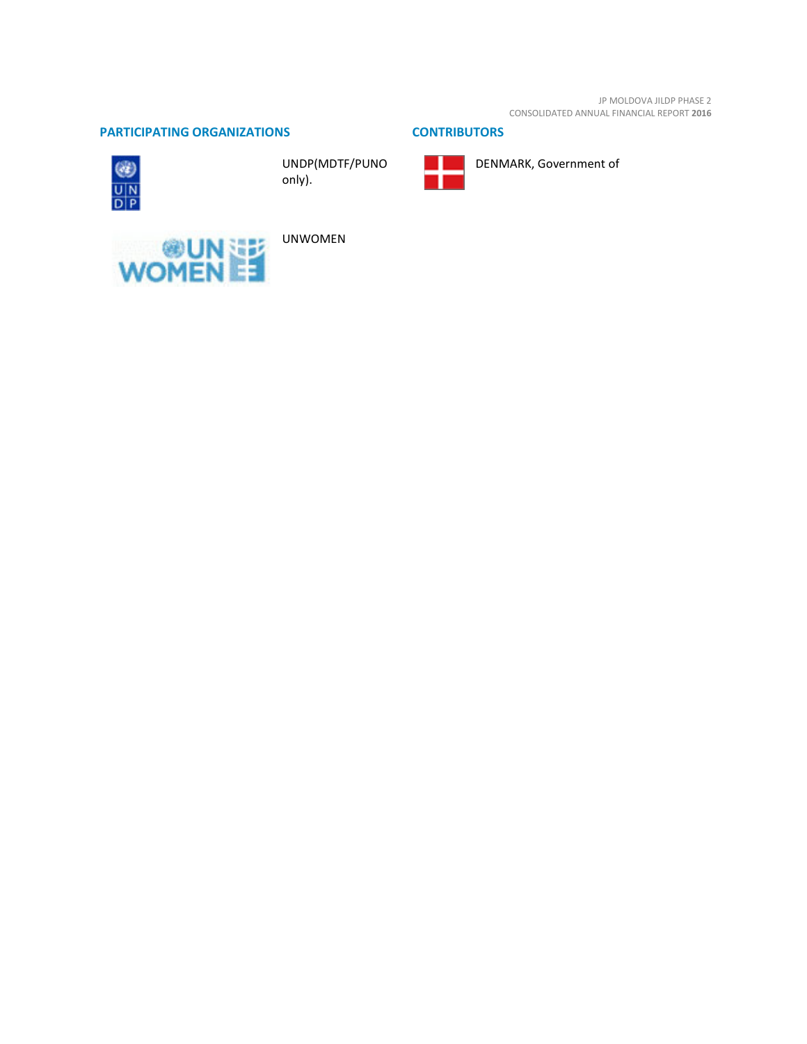## PARTICIPATING ORGANIZATIONS

UNDP(MDTF/PUNO only).

UNWOMEN

## CONTRIBUTORS

DENMARK, Government of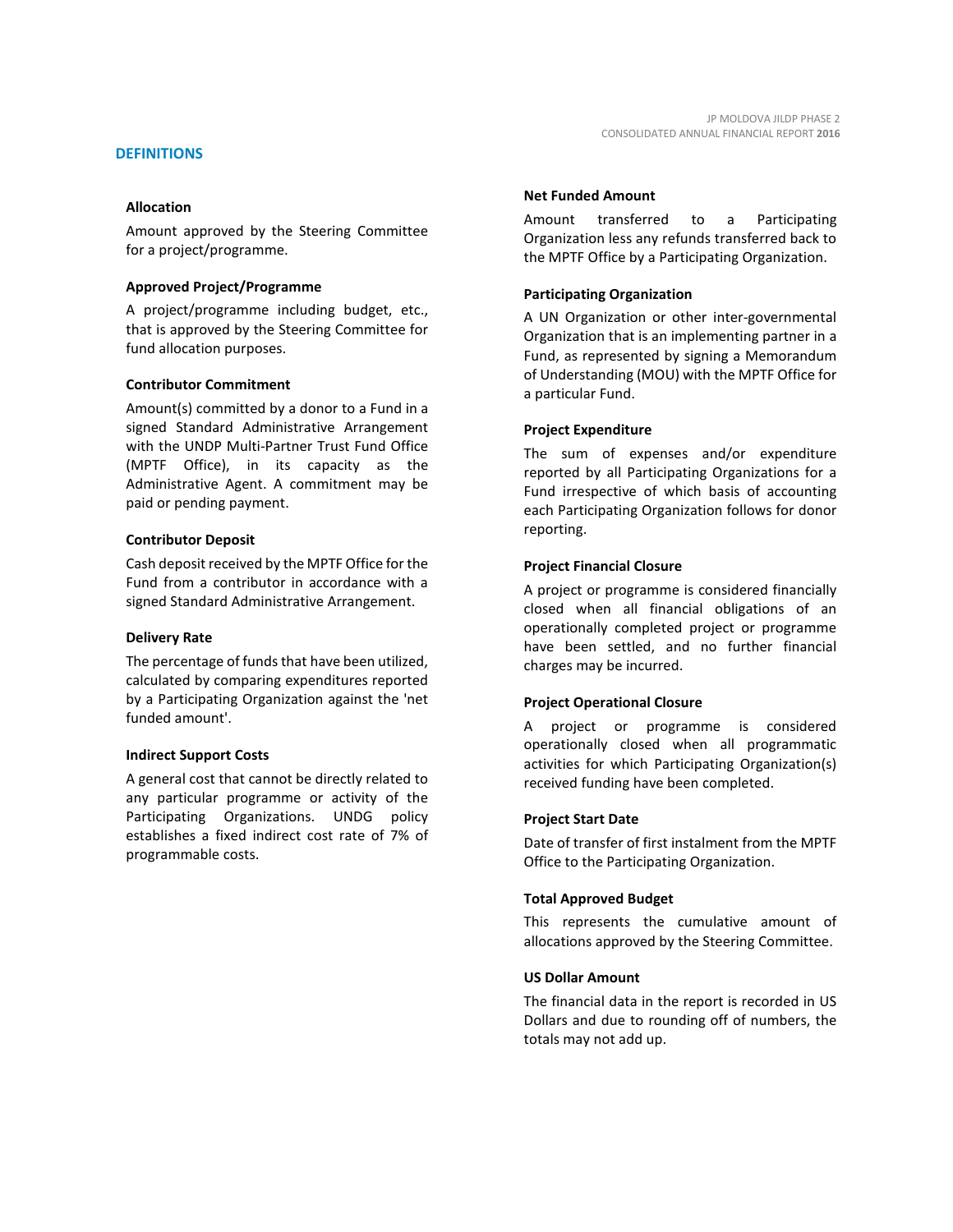## DEFINITIONS

### Allocation

Amount approved by the Steering Committee for a project/programme.

### Approved Project/Programme

A project/programme including budget, etc., that is approved by the Steering Committee for fund allocation purposes.

### Contributor Commitment

Amount(s) committed by a donor to a Fund in a signed Standard Administrative Arrangement with the UNDP Multi-Partner Trust Fund Office (MPTF Office), in its capacity as the Administrative Agent. A commitment may be paid or pending payment.

### Contributor Deposit

Cash deposit received by the MPTF Office for the Fund from a contributor in accordance with a signed Standard Administrative Arrangement.

### Delivery Rate

The percentage of funds that have been utilized, calculated by comparing expenditures reported by a Participating Organization against the 'net funded amount'.

### Indirect Support Costs

A general cost that cannot be directly related to any particular programme or activity of the Participating Organizations. UNDG policy establishes a fixed indirect cost rate of 7% of programmable costs.

### Net Funded Amount

Amount transferred to a Participating Organization less any refunds transferred back to the MPTF Office by a Participating Organization.

### Participating Organization

A UN Organization or other inter-governmental Organization that is an implementing partner in a Fund, as represented by signing a Memorandum of Understanding (MOU) with the MPTF Office for a particular Fund.

### Project Expenditure

The sum of expenses and/or expenditure reported by all Participating Organizations for a Fund irrespective of which basis of accounting each Participating Organization follows for donor reporting.

### Project Financial Closure

A project or programme is considered financially closed when all financial obligations of an operationally completed project or programme have been settled, and no further financial charges may be incurred.

### Project Operational Closure

A project or programme is considered operationally closed when all programmatic activities for which Participating Organization(s) received funding have been completed.

### Project Start Date

Date of transfer of first instalment from the MPTF Office to the Participating Organization.

### Total Approved Budget

This represents the cumulative amount of allocations approved by the Steering Committee.

### US Dollar Amount

The financial data in the report is recorded in US Dollars and due to rounding off of numbers, the totals may not add up.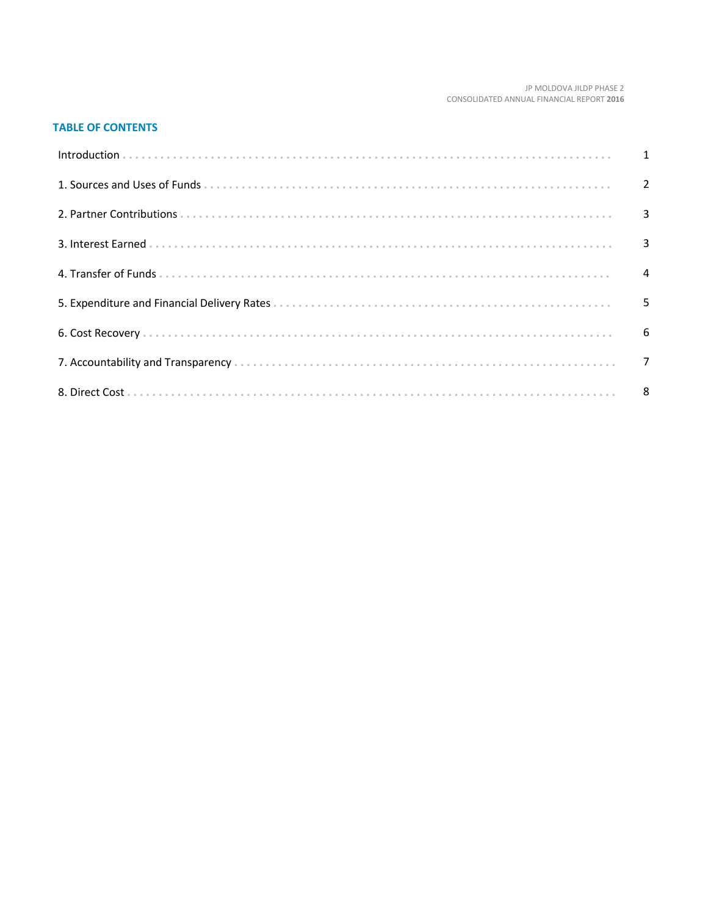## TABLE OF CONTENTS

| | |
|---|---|
| Introduction | 1 |
| 1. Sources and Uses of Funds | 2 |
| 2. Partner Contributions | 3 |
| 3. Interest Earned | 3 |
| 4. Transfer of Funds | 4 |
| 5. Expenditure and Financial Delivery Rates | 5 |
| 6. Cost Recovery | 6 |
| 7. Accountability and Transparency | 7 |
| 8. Direct Cost | 8 |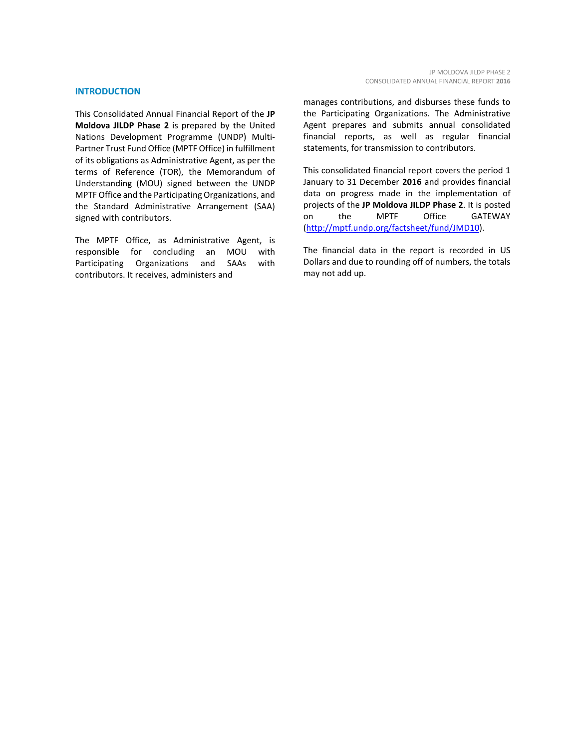## INTRODUCTION

This Consolidated Annual Financial Report of the **JP Moldova JILDP Phase 2** is prepared by the United Nations Development Programme (UNDP) Multi-Partner Trust Fund Office (MPTF Office) in fulfillment of its obligations as Administrative Agent, as per the terms of Reference (TOR), the Memorandum of Understanding (MOU) signed between the UNDP MPTF Office and the Participating Organizations, and the Standard Administrative Arrangement (SAA) signed with contributors.

The MPTF Office, as Administrative Agent, is responsible for concluding an MOU with Participating Organizations and SAAs with contributors. It receives, administers and manages contributions, and disburses these funds to the Participating Organizations. The Administrative Agent prepares and submits annual consolidated financial reports, as well as regular financial statements, for transmission to contributors.

This consolidated financial report covers the period 1 January to 31 December **2016** and provides financial data on progress made in the implementation of projects of the **JP Moldova JILDP Phase 2**. It is posted on the MPTF Office GATEWAY (http://mptf.undp.org/factsheet/fund/JMD10).

The financial data in the report is recorded in US Dollars and due to rounding off of numbers, the totals may not add up.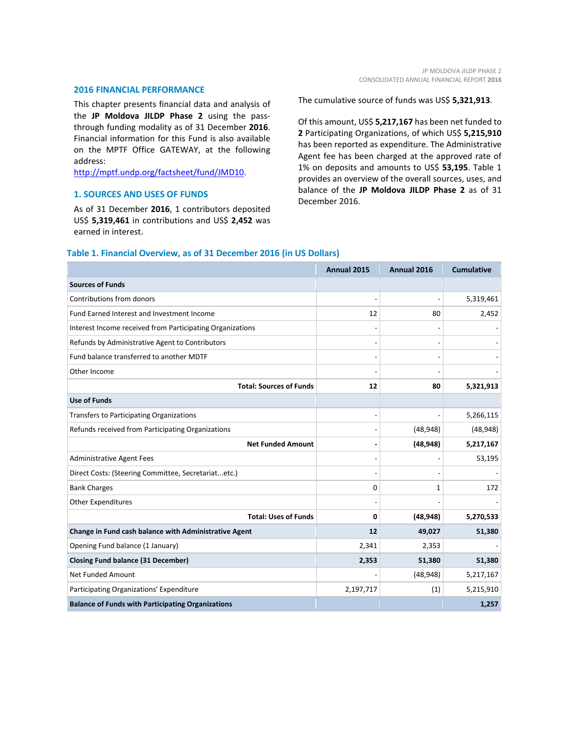## 2016 FINANCIAL PERFORMANCE

This chapter presents financial data and analysis of the **JP Moldova JILDP Phase 2** using the pass-through funding modality as of 31 December **2016**. Financial information for this Fund is also available on the MPTF Office GATEWAY, at the following address: [http://mptf.undp.org/factsheet/fund/JMD10](http://mptf.undp.org/factsheet/fund/JMD10).

## 1. SOURCES AND USES OF FUNDS

As of 31 December **2016**, 1 contributors deposited US$ **5,319,461** in contributions and US$ **2,452** was earned in interest.

The cumulative source of funds was US$ **5,321,913**.

Of this amount, US$ **5,217,167** has been net funded to **2** Participating Organizations, of which US$ **5,215,910** has been reported as expenditure. The Administrative Agent fee has been charged at the approved rate of 1% on deposits and amounts to US$ **53,195**. Table 1 provides an overview of the overall sources, uses, and balance of the **JP Moldova JILDP Phase 2** as of 31 December 2016.

### Table 1. Financial Overview, as of 31 December 2016 (in US Dollars)

| | Annual 2015 | Annual 2016 | Cumulative |
|---|---|---|---|
| **Sources of Funds** | | | |
| Contributions from donors | - | - | 5,319,461 |
| Fund Earned Interest and Investment Income | 12 | 80 | 2,452 |
| Interest Income received from Participating Organizations | - | - | - |
| Refunds by Administrative Agent to Contributors | - | - | - |
| Fund balance transferred to another MDTF | - | - | - |
| Other Income | - | - | - |
| **Total: Sources of Funds** | **12** | **80** | **5,321,913** |
| **Use of Funds** | | | |
| Transfers to Participating Organizations | - | - | 5,266,115 |
| Refunds received from Participating Organizations | - | (48,948) | (48,948) |
| **Net Funded Amount** | **-** | **(48,948)** | **5,217,167** |
| Administrative Agent Fees | - | - | 53,195 |
| Direct Costs: (Steering Committee, Secretariat...etc.) | - | - | - |
| Bank Charges | 0 | 1 | 172 |
| Other Expenditures | - | - | - |
| **Total: Uses of Funds** | **0** | **(48,948)** | **5,270,533** |
| **Change in Fund cash balance with Administrative Agent** | **12** | **49,027** | **51,380** |
| Opening Fund balance (1 January) | 2,341 | 2,353 | - |
| **Closing Fund balance (31 December)** | **2,353** | **51,380** | **51,380** |
| Net Funded Amount | - | (48,948) | 5,217,167 |
| Participating Organizations' Expenditure | 2,197,717 | (1) | 5,215,910 |
| **Balance of Funds with Participating Organizations** | | | **1,257** |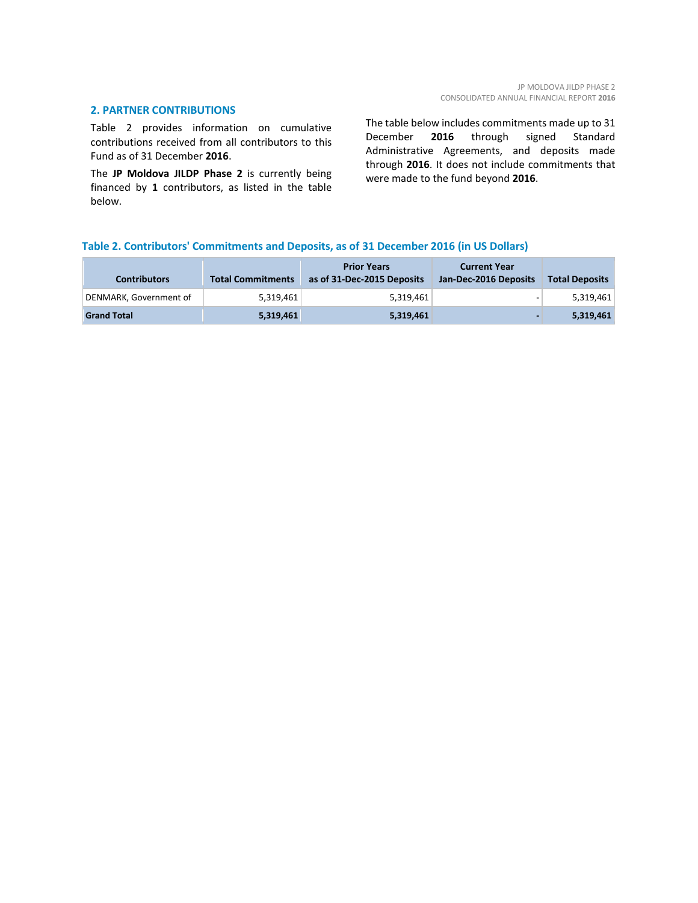## 2. PARTNER CONTRIBUTIONS

Table 2 provides information on cumulative contributions received from all contributors to this Fund as of 31 December **2016**.

The **JP Moldova JILDP Phase 2** is currently being financed by **1** contributors, as listed in the table below.

The table below includes commitments made up to 31 December **2016** through signed Standard Administrative Agreements, and deposits made through **2016**. It does not include commitments that were made to the fund beyond **2016**.

### Table 2. Contributors' Commitments and Deposits, as of 31 December 2016 (in US Dollars)

| Contributors | Total Commitments | Prior Years as of 31-Dec-2015 Deposits | Current Year Jan-Dec-2016 Deposits | Total Deposits |
|---|---|---|---|---|
| DENMARK, Government of | 5,319,461 | 5,319,461 | - | 5,319,461 |
| **Grand Total** | **5,319,461** | **5,319,461** | **-** | **5,319,461** |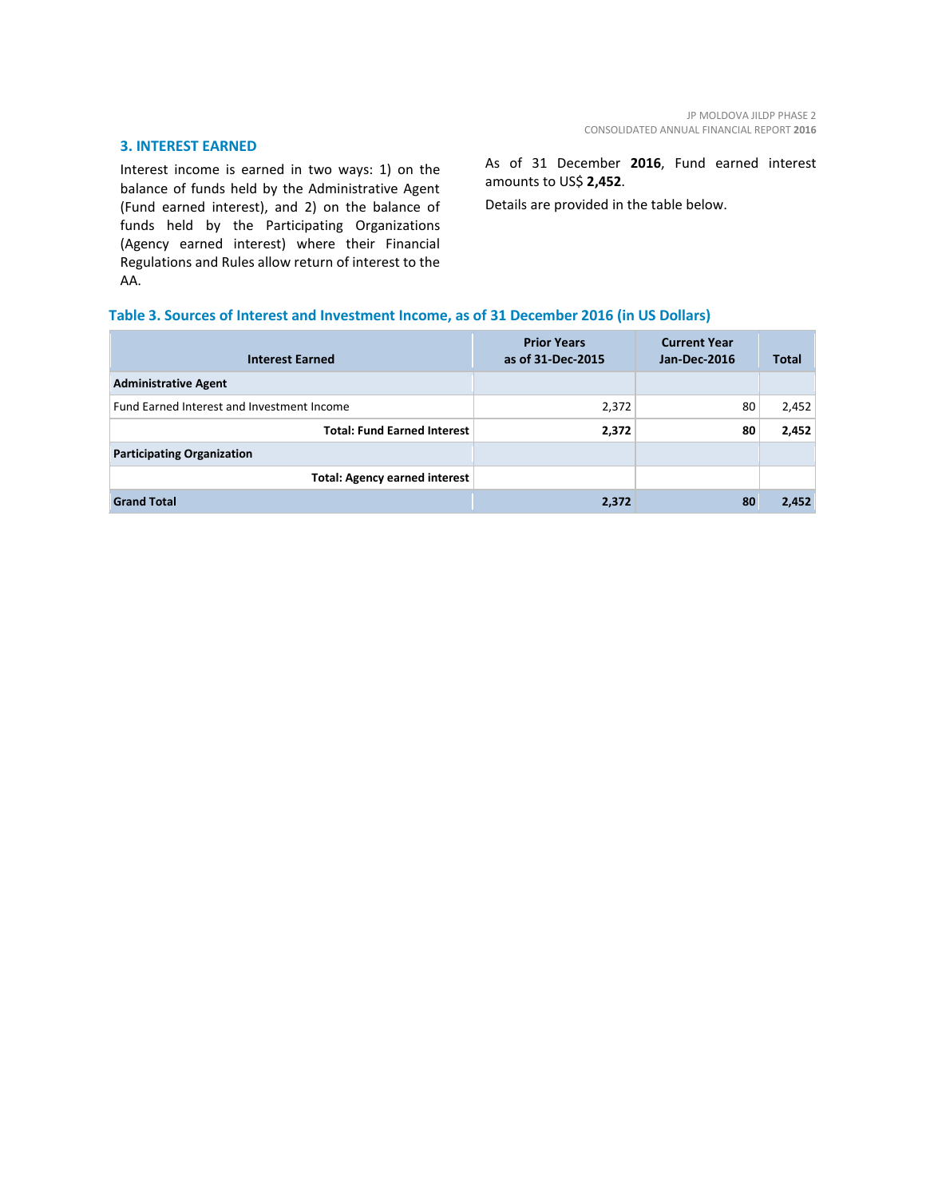## 3. INTEREST EARNED

Interest income is earned in two ways: 1) on the balance of funds held by the Administrative Agent (Fund earned interest), and 2) on the balance of funds held by the Participating Organizations (Agency earned interest) where their Financial Regulations and Rules allow return of interest to the AA.

As of 31 December **2016**, Fund earned interest amounts to US$ **2,452**.

Details are provided in the table below.

### Table 3. Sources of Interest and Investment Income, as of 31 December 2016 (in US Dollars)

| Interest Earned | Prior Years as of 31-Dec-2015 | Current Year Jan-Dec-2016 | Total |
|---|---|---|---|
| **Administrative Agent** | | | |
| Fund Earned Interest and Investment Income | 2,372 | 80 | 2,452 |
| **Total: Fund Earned Interest** | **2,372** | **80** | **2,452** |
| **Participating Organization** | | | |
| **Total: Agency earned interest** | | | |
| **Grand Total** | **2,372** | **80** | **2,452** |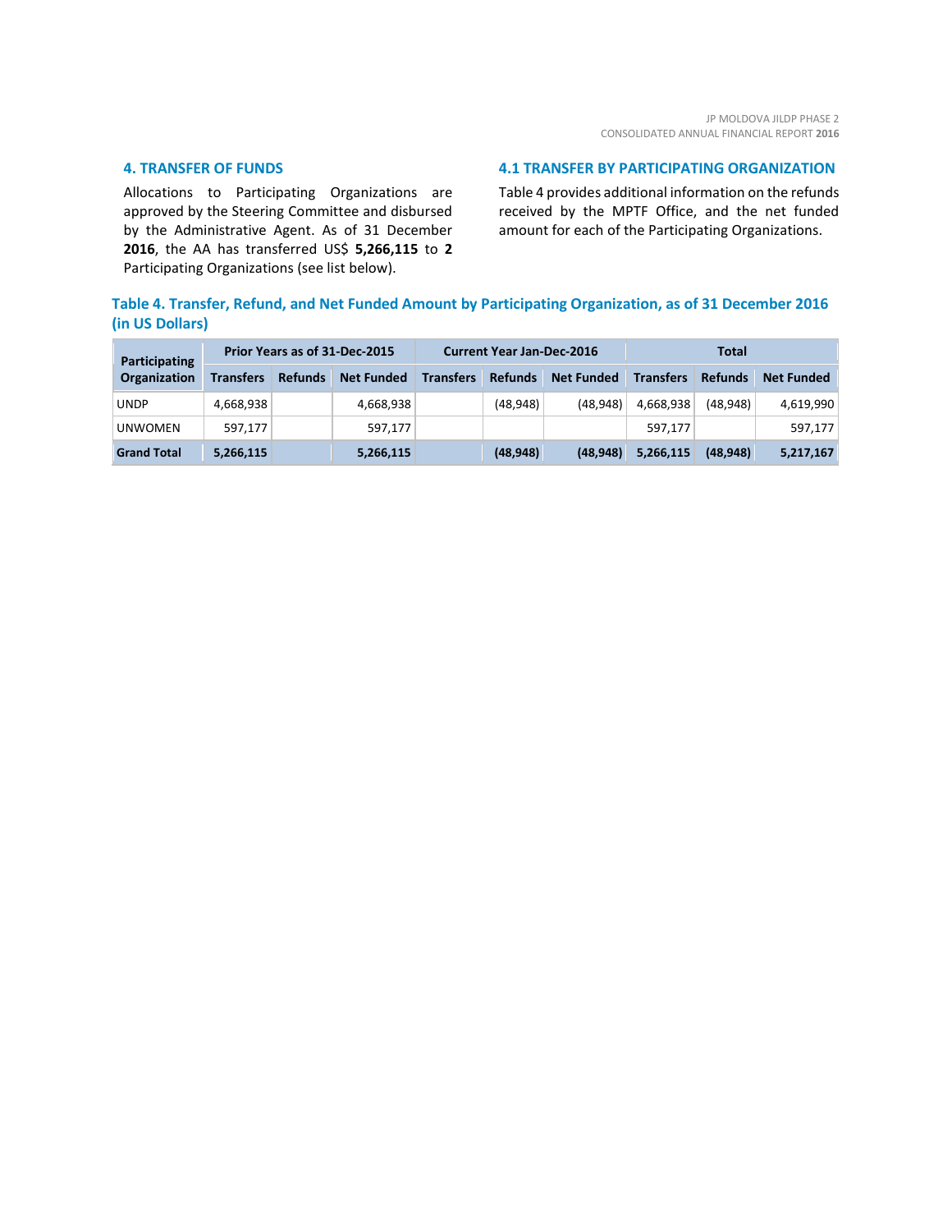## 4. TRANSFER OF FUNDS

Allocations to Participating Organizations are approved by the Steering Committee and disbursed by the Administrative Agent. As of 31 December **2016**, the AA has transferred US$ **5,266,115** to **2** Participating Organizations (see list below).

## 4.1 TRANSFER BY PARTICIPATING ORGANIZATION

Table 4 provides additional information on the refunds received by the MPTF Office, and the net funded amount for each of the Participating Organizations.

### Table 4. Transfer, Refund, and Net Funded Amount by Participating Organization, as of 31 December 2016 (in US Dollars)

| Participating Organization | Prior Years as of 31-Dec-2015 | | | Current Year Jan-Dec-2016 | | | Total | | |
|---|---|---|---|---|---|---|---|---|---|
| | Transfers | Refunds | Net Funded | Transfers | Refunds | Net Funded | Transfers | Refunds | Net Funded |
| UNDP | 4,668,938 | | 4,668,938 | | (48,948) | (48,948) | 4,668,938 | (48,948) | 4,619,990 |
| UNWOMEN | 597,177 | | 597,177 | | | | 597,177 | | 597,177 |
| **Grand Total** | **5,266,115** | | **5,266,115** | | **(48,948)** | **(48,948)** | **5,266,115** | **(48,948)** | **5,217,167** |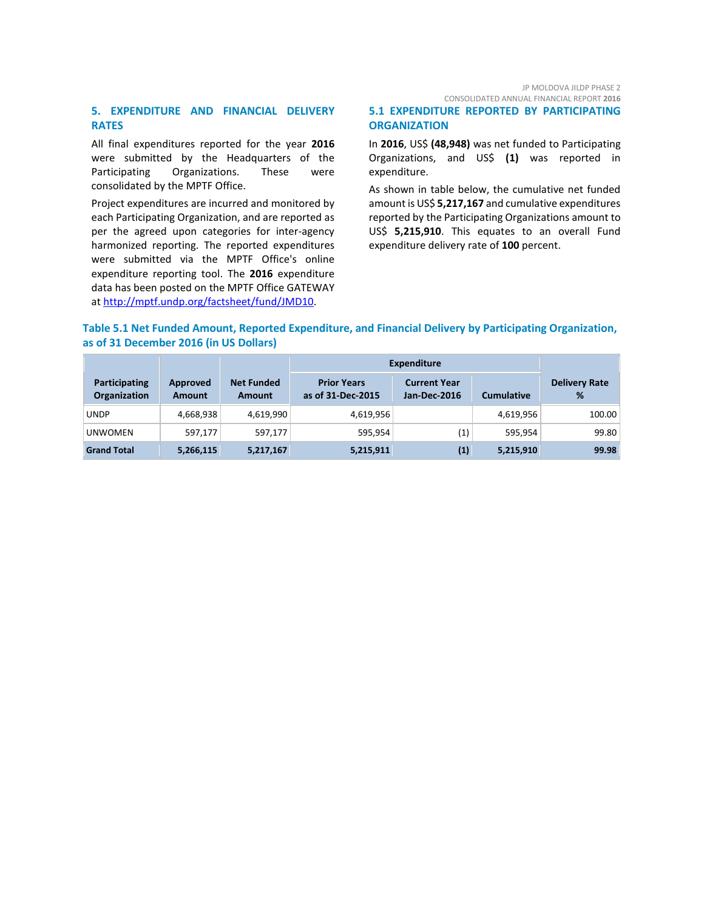## 5. EXPENDITURE AND FINANCIAL DELIVERY RATES

All final expenditures reported for the year **2016** were submitted by the Headquarters of the Participating Organizations. These were consolidated by the MPTF Office.

Project expenditures are incurred and monitored by each Participating Organization, and are reported as per the agreed upon categories for inter-agency harmonized reporting. The reported expenditures were submitted via the MPTF Office's online expenditure reporting tool. The **2016** expenditure data has been posted on the MPTF Office GATEWAY at http://mptf.undp.org/factsheet/fund/JMD10.

### 5.1 EXPENDITURE REPORTED BY PARTICIPATING ORGANIZATION

In **2016**, US$ **(48,948)** was net funded to Participating Organizations, and US$ **(1)** was reported in expenditure.

As shown in table below, the cumulative net funded amount is US$ **5,217,167** and cumulative expenditures reported by the Participating Organizations amount to US$ **5,215,910**. This equates to an overall Fund expenditure delivery rate of **100** percent.

**Table 5.1 Net Funded Amount, Reported Expenditure, and Financial Delivery by Participating Organization, as of 31 December 2016 (in US Dollars)**

| Participating Organization | Approved Amount | Net Funded Amount | Expenditure | | | Delivery Rate % |
|---|---|---|---|---|---|---|
| | | | Prior Years as of 31-Dec-2015 | Current Year Jan-Dec-2016 | Cumulative | |
| UNDP | 4,668,938 | 4,619,990 | 4,619,956 | | 4,619,956 | 100.00 |
| UNWOMEN | 597,177 | 597,177 | 595,954 | (1) | 595,954 | 99.80 |
| **Grand Total** | **5,266,115** | **5,217,167** | **5,215,911** | **(1)** | **5,215,910** | **99.98** |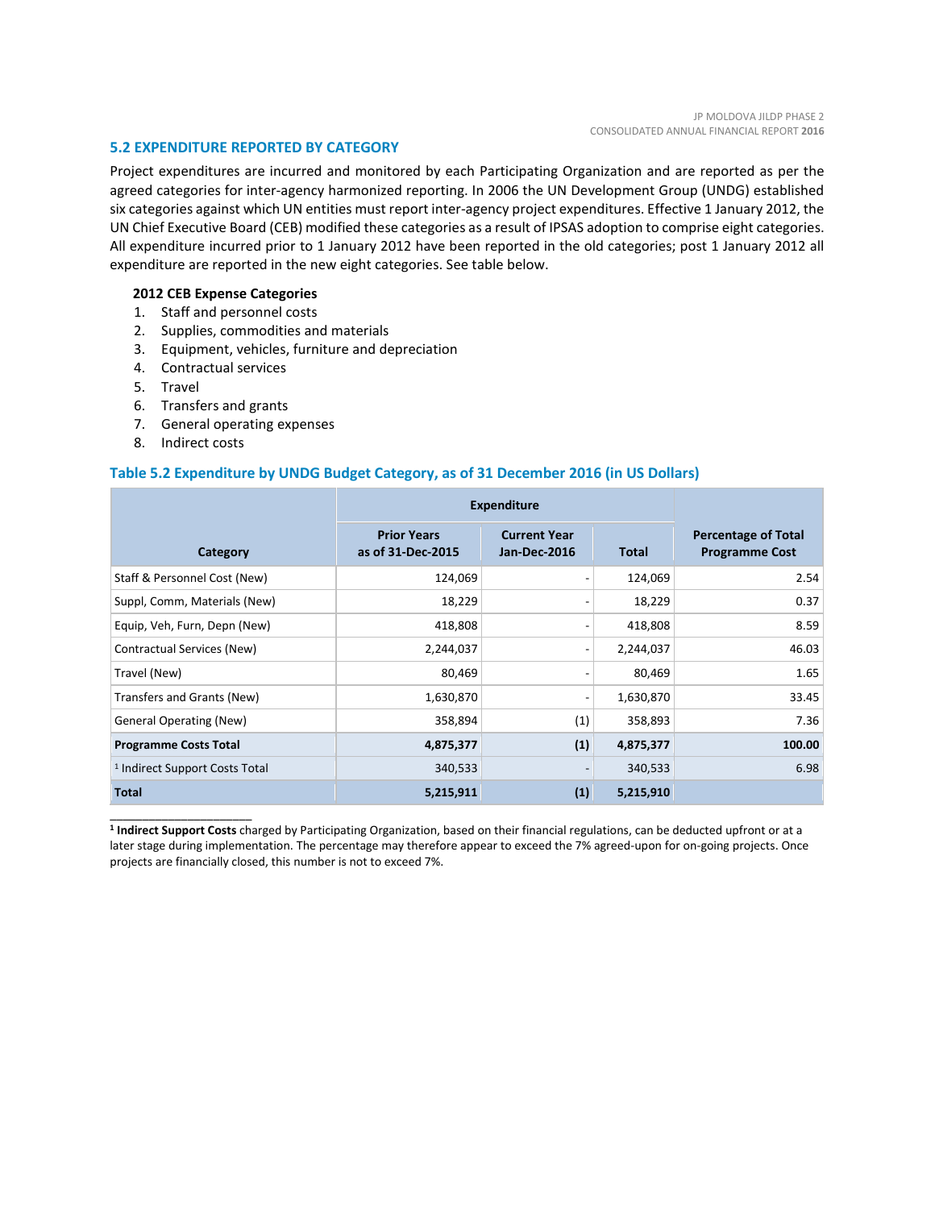## 5.2 EXPENDITURE REPORTED BY CATEGORY

Project expenditures are incurred and monitored by each Participating Organization and are reported as per the agreed categories for inter-agency harmonized reporting. In 2006 the UN Development Group (UNDG) established six categories against which UN entities must report inter-agency project expenditures. Effective 1 January 2012, the UN Chief Executive Board (CEB) modified these categories as a result of IPSAS adoption to comprise eight categories. All expenditure incurred prior to 1 January 2012 have been reported in the old categories; post 1 January 2012 all expenditure are reported in the new eight categories. See table below.

**2012 CEB Expense Categories**

1. Staff and personnel costs
2. Supplies, commodities and materials
3. Equipment, vehicles, furniture and depreciation
4. Contractual services
5. Travel
6. Transfers and grants
7. General operating expenses
8. Indirect costs

### Table 5.2 Expenditure by UNDG Budget Category, as of 31 December 2016 (in US Dollars)

| Category | Expenditure | | | Percentage of Total Programme Cost |
|---|---|---|---|---|
| | Prior Years as of 31-Dec-2015 | Current Year Jan-Dec-2016 | Total | |
| Staff & Personnel Cost (New) | 124,069 | - | 124,069 | 2.54 |
| Suppl, Comm, Materials (New) | 18,229 | - | 18,229 | 0.37 |
| Equip, Veh, Furn, Depn (New) | 418,808 | - | 418,808 | 8.59 |
| Contractual Services (New) | 2,244,037 | - | 2,244,037 | 46.03 |
| Travel (New) | 80,469 | - | 80,469 | 1.65 |
| Transfers and Grants (New) | 1,630,870 | - | 1,630,870 | 33.45 |
| General Operating (New) | 358,894 | (1) | 358,893 | 7.36 |
| **Programme Costs Total** | **4,875,377** | **(1)** | **4,875,377** | **100.00** |
| [1] Indirect Support Costs Total | 340,533 | - | 340,533 | 6.98 |
| **Total** | **5,215,911** | **(1)** | **5,215,910** | |

[1] **Indirect Support Costs** charged by Participating Organization, based on their financial regulations, can be deducted upfront or at a later stage during implementation. The percentage may therefore appear to exceed the 7% agreed-upon for on-going projects. Once projects are financially closed, this number is not to exceed 7%.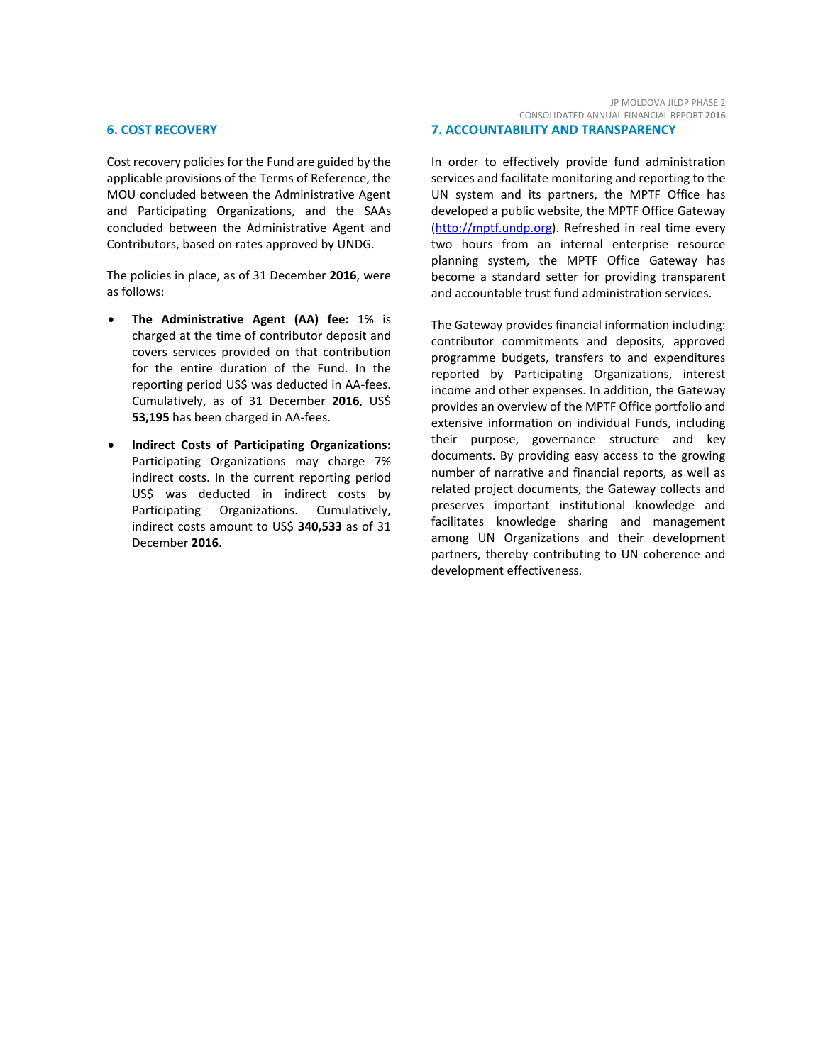## 6. COST RECOVERY

Cost recovery policies for the Fund are guided by the applicable provisions of the Terms of Reference, the MOU concluded between the Administrative Agent and Participating Organizations, and the SAAs concluded between the Administrative Agent and Contributors, based on rates approved by UNDG.

The policies in place, as of 31 December **2016**, were as follows:

- **The Administrative Agent (AA) fee:** 1% is charged at the time of contributor deposit and covers services provided on that contribution for the entire duration of the Fund. In the reporting period US$ was deducted in AA-fees. Cumulatively, as of 31 December **2016**, US$ **53,195** has been charged in AA-fees.
- **Indirect Costs of Participating Organizations:** Participating Organizations may charge 7% indirect costs. In the current reporting period US$ was deducted in indirect costs by Participating Organizations. Cumulatively, indirect costs amount to US$ **340,533** as of 31 December **2016**.

## 7. ACCOUNTABILITY AND TRANSPARENCY

In order to effectively provide fund administration services and facilitate monitoring and reporting to the UN system and its partners, the MPTF Office has developed a public website, the MPTF Office Gateway (http://mptf.undp.org). Refreshed in real time every two hours from an internal enterprise resource planning system, the MPTF Office Gateway has become a standard setter for providing transparent and accountable trust fund administration services.

The Gateway provides financial information including: contributor commitments and deposits, approved programme budgets, transfers to and expenditures reported by Participating Organizations, interest income and other expenses. In addition, the Gateway provides an overview of the MPTF Office portfolio and extensive information on individual Funds, including their purpose, governance structure and key documents. By providing easy access to the growing number of narrative and financial reports, as well as related project documents, the Gateway collects and preserves important institutional knowledge and facilitates knowledge sharing and management among UN Organizations and their development partners, thereby contributing to UN coherence and development effectiveness.